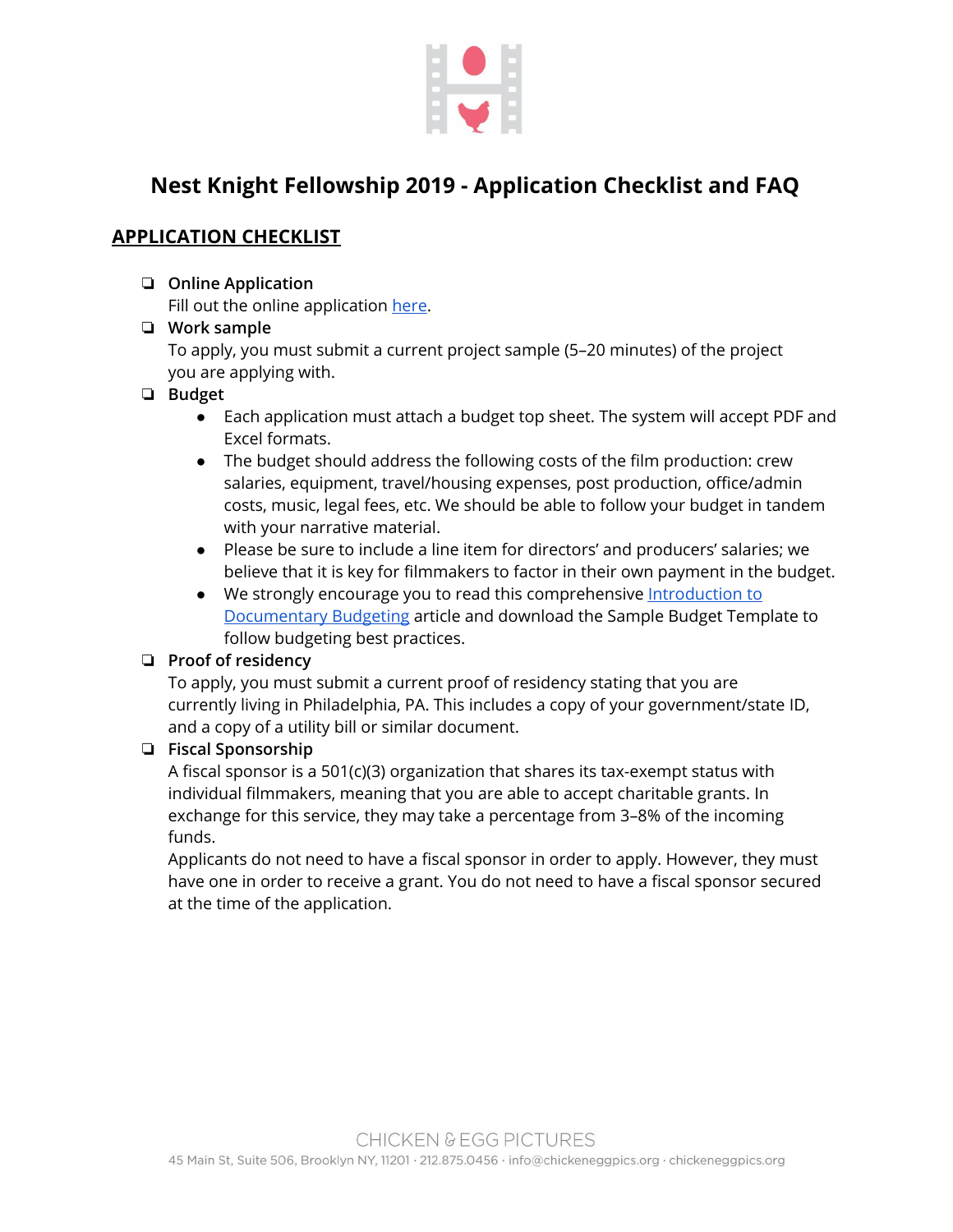# Nest Knight Fellowship 2019 - Application Checklist and FAQ

## APPLICATION CHECKLIST

- ❏ **Online Application**
  Fill out the online application here.
- ❏ **Work sample**
  To apply, you must submit a current project sample (5–20 minutes) of the project you are applying with.
- ❏ **Budget**
  - Each application must attach a budget top sheet. The system will accept PDF and Excel formats.
  - The budget should address the following costs of the film production: crew salaries, equipment, travel/housing expenses, post production, office/admin costs, music, legal fees, etc. We should be able to follow your budget in tandem with your narrative material.
  - Please be sure to include a line item for directors' and producers' salaries; we believe that it is key for filmmakers to factor in their own payment in the budget.
  - We strongly encourage you to read this comprehensive Introduction to Documentary Budgeting article and download the Sample Budget Template to follow budgeting best practices.
- ❏ **Proof of residency**
  To apply, you must submit a current proof of residency stating that you are currently living in Philadelphia, PA. This includes a copy of your government/state ID, and a copy of a utility bill or similar document.
- ❏ **Fiscal Sponsorship**
  A fiscal sponsor is a 501(c)(3) organization that shares its tax-exempt status with individual filmmakers, meaning that you are able to accept charitable grants. In exchange for this service, they may take a percentage from 3–8% of the incoming funds.
  Applicants do not need to have a fiscal sponsor in order to apply. However, they must have one in order to receive a grant. You do not need to have a fiscal sponsor secured at the time of the application.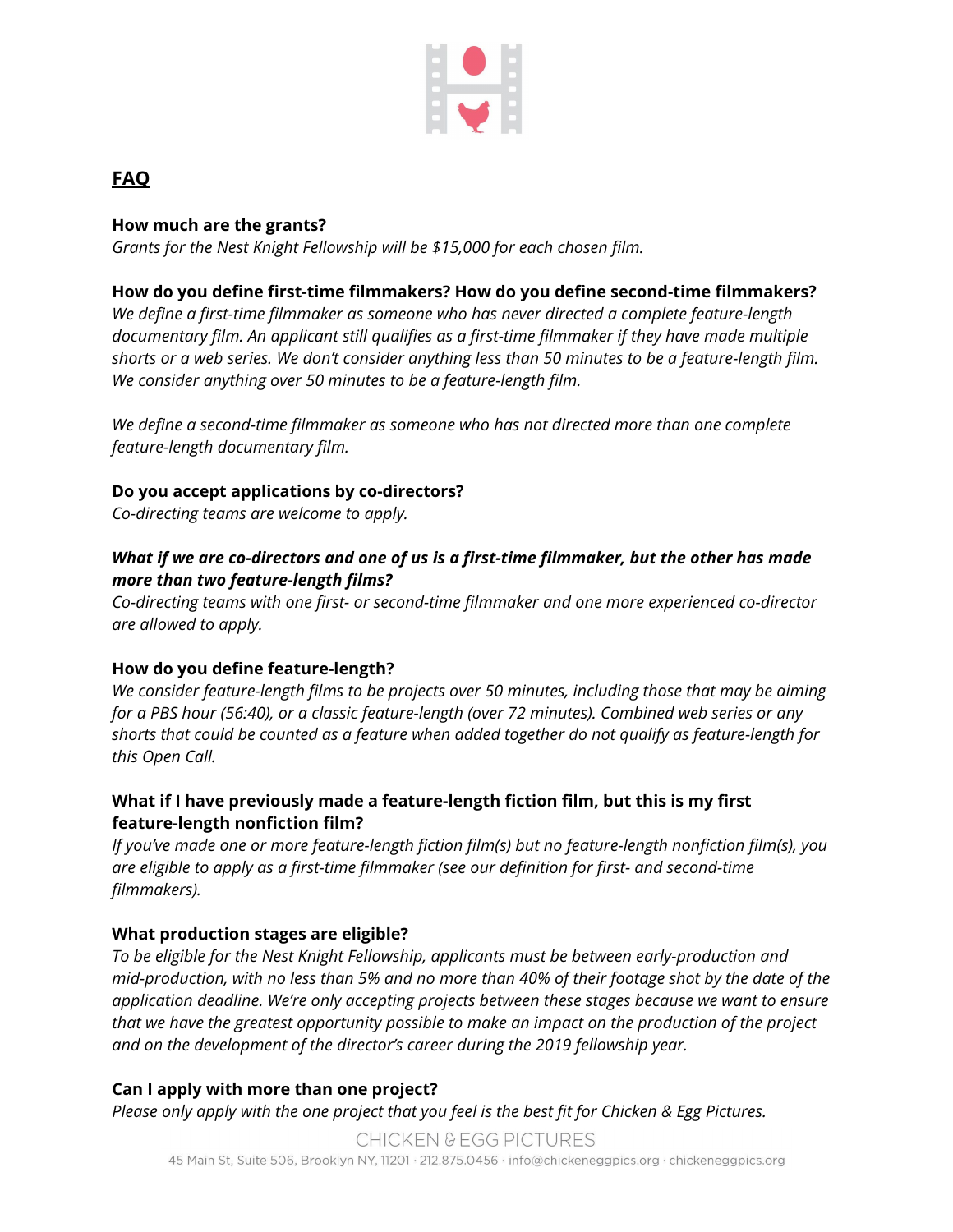## FAQ

**How much are the grants?**

*Grants for the Nest Knight Fellowship will be $15,000 for each chosen film.*

**How do you define first-time filmmakers? How do you define second-time filmmakers?**

*We define a first-time filmmaker as someone who has never directed a complete feature-length documentary film. An applicant still qualifies as a first-time filmmaker if they have made multiple shorts or a web series. We don't consider anything less than 50 minutes to be a feature-length film. We consider anything over 50 minutes to be a feature-length film.*

*We define a second-time filmmaker as someone who has not directed more than one complete feature-length documentary film.*

**Do you accept applications by co-directors?**

*Co-directing teams are welcome to apply.*

***What if we are co-directors and one of us is a first-time filmmaker, but the other has made more than two feature-length films?***

*Co-directing teams with one first- or second-time filmmaker and one more experienced co-director are allowed to apply.*

**How do you define feature-length?**

*We consider feature-length films to be projects over 50 minutes, including those that may be aiming for a PBS hour (56:40), or a classic feature-length (over 72 minutes). Combined web series or any shorts that could be counted as a feature when added together do not qualify as feature-length for this Open Call.*

**What if I have previously made a feature-length fiction film, but this is my first feature-length nonfiction film?**

*If you've made one or more feature-length fiction film(s) but no feature-length nonfiction film(s), you are eligible to apply as a first-time filmmaker (see our definition for first- and second-time filmmakers).*

**What production stages are eligible?**

*To be eligible for the Nest Knight Fellowship, applicants must be between early-production and mid-production, with no less than 5% and no more than 40% of their footage shot by the date of the application deadline. We're only accepting projects between these stages because we want to ensure that we have the greatest opportunity possible to make an impact on the production of the project and on the development of the director's career during the 2019 fellowship year.*

**Can I apply with more than one project?**

*Please only apply with the one project that you feel is the best fit for Chicken & Egg Pictures.*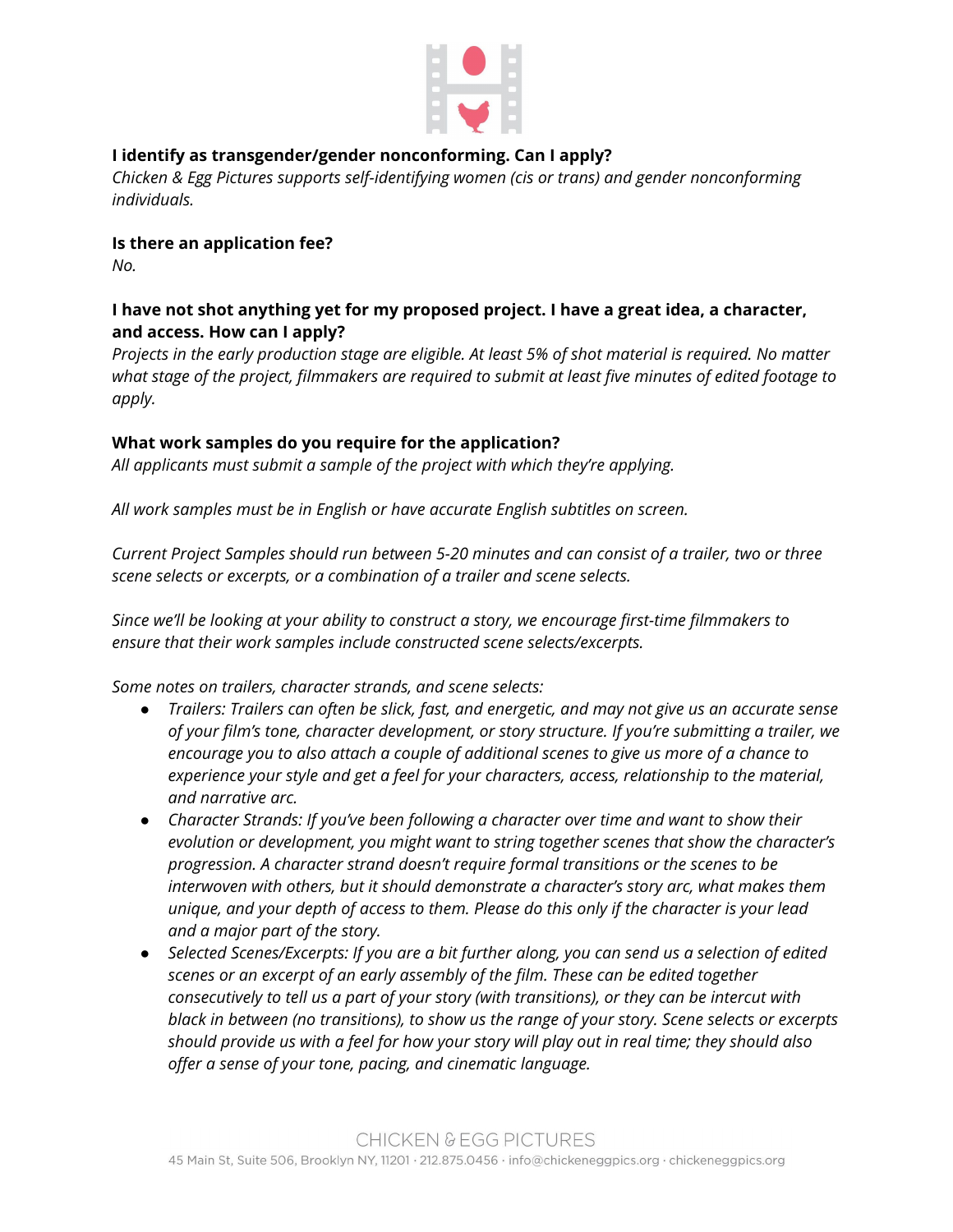**I identify as transgender/gender nonconforming. Can I apply?**
*Chicken & Egg Pictures supports self-identifying women (cis or trans) and gender nonconforming individuals.*

**Is there an application fee?**
*No.*

**I have not shot anything yet for my proposed project. I have a great idea, a character, and access. How can I apply?**
*Projects in the early production stage are eligible. At least 5% of shot material is required. No matter what stage of the project, filmmakers are required to submit at least five minutes of edited footage to apply.*

**What work samples do you require for the application?**
*All applicants must submit a sample of the project with which they're applying.*

*All work samples must be in English or have accurate English subtitles on screen.*

*Current Project Samples should run between 5-20 minutes and can consist of a trailer, two or three scene selects or excerpts, or a combination of a trailer and scene selects.*

*Since we'll be looking at your ability to construct a story, we encourage first-time filmmakers to ensure that their work samples include constructed scene selects/excerpts.*

*Some notes on trailers, character strands, and scene selects:*

- *Trailers: Trailers can often be slick, fast, and energetic, and may not give us an accurate sense of your film's tone, character development, or story structure. If you're submitting a trailer, we encourage you to also attach a couple of additional scenes to give us more of a chance to experience your style and get a feel for your characters, access, relationship to the material, and narrative arc.*
- *Character Strands: If you've been following a character over time and want to show their evolution or development, you might want to string together scenes that show the character's progression. A character strand doesn't require formal transitions or the scenes to be interwoven with others, but it should demonstrate a character's story arc, what makes them unique, and your depth of access to them. Please do this only if the character is your lead and a major part of the story.*
- *Selected Scenes/Excerpts: If you are a bit further along, you can send us a selection of edited scenes or an excerpt of an early assembly of the film. These can be edited together consecutively to tell us a part of your story (with transitions), or they can be intercut with black in between (no transitions), to show us the range of your story. Scene selects or excerpts should provide us with a feel for how your story will play out in real time; they should also offer a sense of your tone, pacing, and cinematic language.*